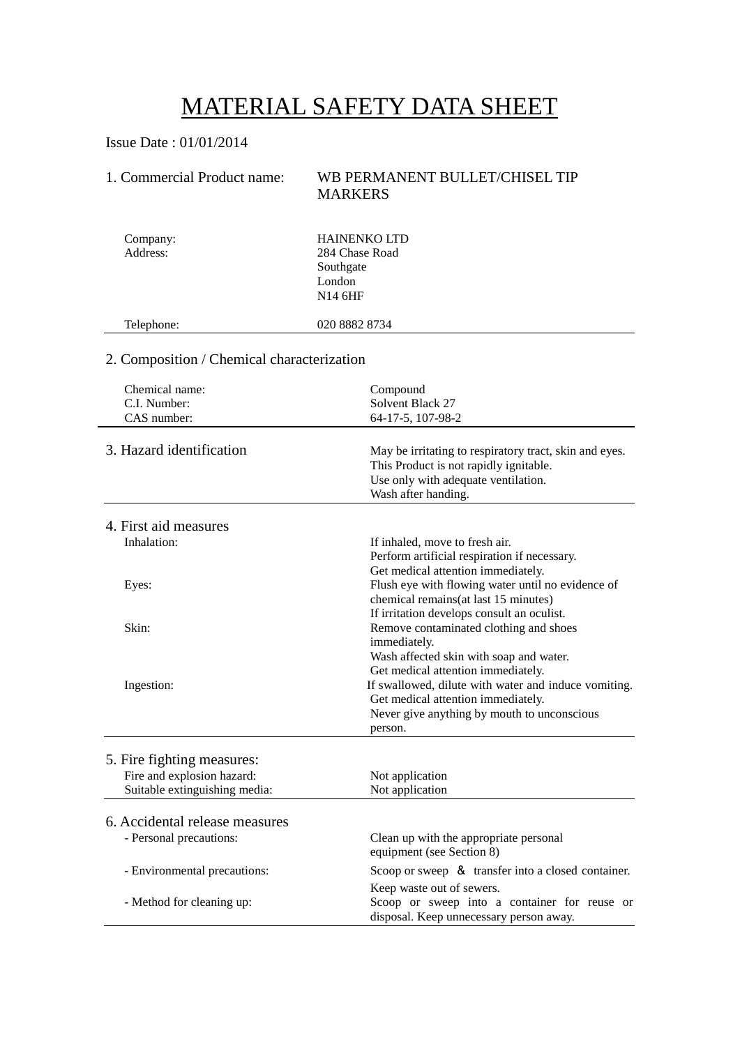# MATERIAL SAFETY DATA SHEET

Issue Date : 01/01/2014

## 1. Commercial Product name: WB PERMANENT BULLET/CHISEL TIP MARKERS

| | |
|---|---|
| Company: | HAINENKO LTD |
| Address: | 284 Chase Road<br>Southgate<br>London<br>N14 6HF |
| Telephone: | 020 8882 8734 |

## 2. Composition / Chemical characterization

| | |
|---|---|
| Chemical name: | Compound |
| C.I. Number: | Solvent Black 27 |
| CAS number: | 64-17-5, 107-98-2 |

## 3. Hazard identification

May be irritating to respiratory tract, skin and eyes.
This Product is not rapidly ignitable.
Use only with adequate ventilation.
Wash after handing.

## 4. First aid measures

| | |
|---|---|
| Inhalation: | If inhaled, move to fresh air.<br>Perform artificial respiration if necessary.<br>Get medical attention immediately. |
| Eyes: | Flush eye with flowing water until no evidence of chemical remains(at last 15 minutes)<br>If irritation develops consult an oculist. |
| Skin: | Remove contaminated clothing and shoes immediately.<br>Wash affected skin with soap and water.<br>Get medical attention immediately. |
| Ingestion: | If swallowed, dilute with water and induce vomiting.<br>Get medical attention immediately.<br>Never give anything by mouth to unconscious person. |

## 5. Fire fighting measures:

| | |
|---|---|
| Fire and explosion hazard: | Not application |
| Suitable extinguishing media: | Not application |

## 6. Accidental release measures

| | |
|---|---|
| - Personal precautions: | Clean up with the appropriate personal equipment (see Section 8) |
| - Environmental precautions: | Scoop or sweep ＆ transfer into a closed container.<br>Keep waste out of sewers. |
| - Method for cleaning up: | Scoop or sweep into a container for reuse or disposal. Keep unnecessary person away. |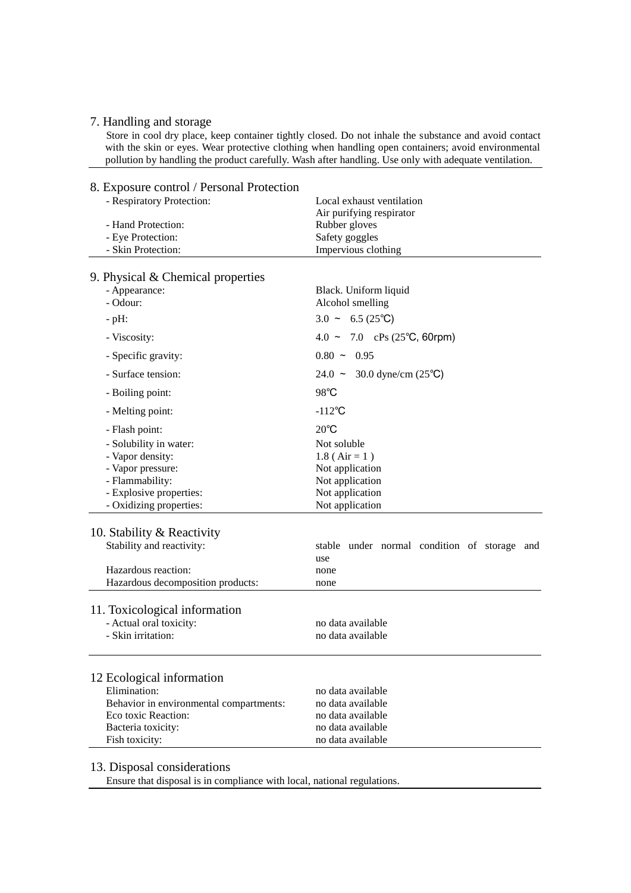## 7. Handling and storage

Store in cool dry place, keep container tightly closed. Do not inhale the substance and avoid contact with the skin or eyes. Wear protective clothing when handling open containers; avoid environmental pollution by handling the product carefully. Wash after handling. Use only with adequate ventilation.

## 8. Exposure control / Personal Protection

| | |
|---|---|
| - Respiratory Protection: | Local exhaust ventilation<br>Air purifying respirator |
| - Hand Protection: | Rubber gloves |
| - Eye Protection: | Safety goggles |
| - Skin Protection: | Impervious clothing |

## 9. Physical & Chemical properties

| | |
|---|---|
| - Appearance: | Black. Uniform liquid |
| - Odour: | Alcohol smelling |
| - pH: | 3.0 ~ 6.5 (25℃) |
| - Viscosity: | 4.0 ~ 7.0 cPs (25℃, 60rpm) |
| - Specific gravity: | 0.80 ~ 0.95 |
| - Surface tension: | 24.0 ~ 30.0 dyne/cm (25℃) |
| - Boiling point: | 98℃ |
| - Melting point: | -112℃ |
| - Flash point: | 20℃ |
| - Solubility in water: | Not soluble |
| - Vapor density: | 1.8 ( Air = 1 ) |
| - Vapor pressure: | Not application |
| - Flammability: | Not application |
| - Explosive properties: | Not application |
| - Oxidizing properties: | Not application |

## 10. Stability & Reactivity

| | |
|---|---|
| Stability and reactivity: | stable under normal condition of storage and use |
| Hazardous reaction: | none |
| Hazardous decomposition products: | none |

## 11. Toxicological information

| | |
|---|---|
| - Actual oral toxicity: | no data available |
| - Skin irritation: | no data available |

## 12 Ecological information

| | |
|---|---|
| Elimination: | no data available |
| Behavior in environmental compartments: | no data available |
| Eco toxic Reaction: | no data available |
| Bacteria toxicity: | no data available |
| Fish toxicity: | no data available |

## 13. Disposal considerations

Ensure that disposal is in compliance with local, national regulations.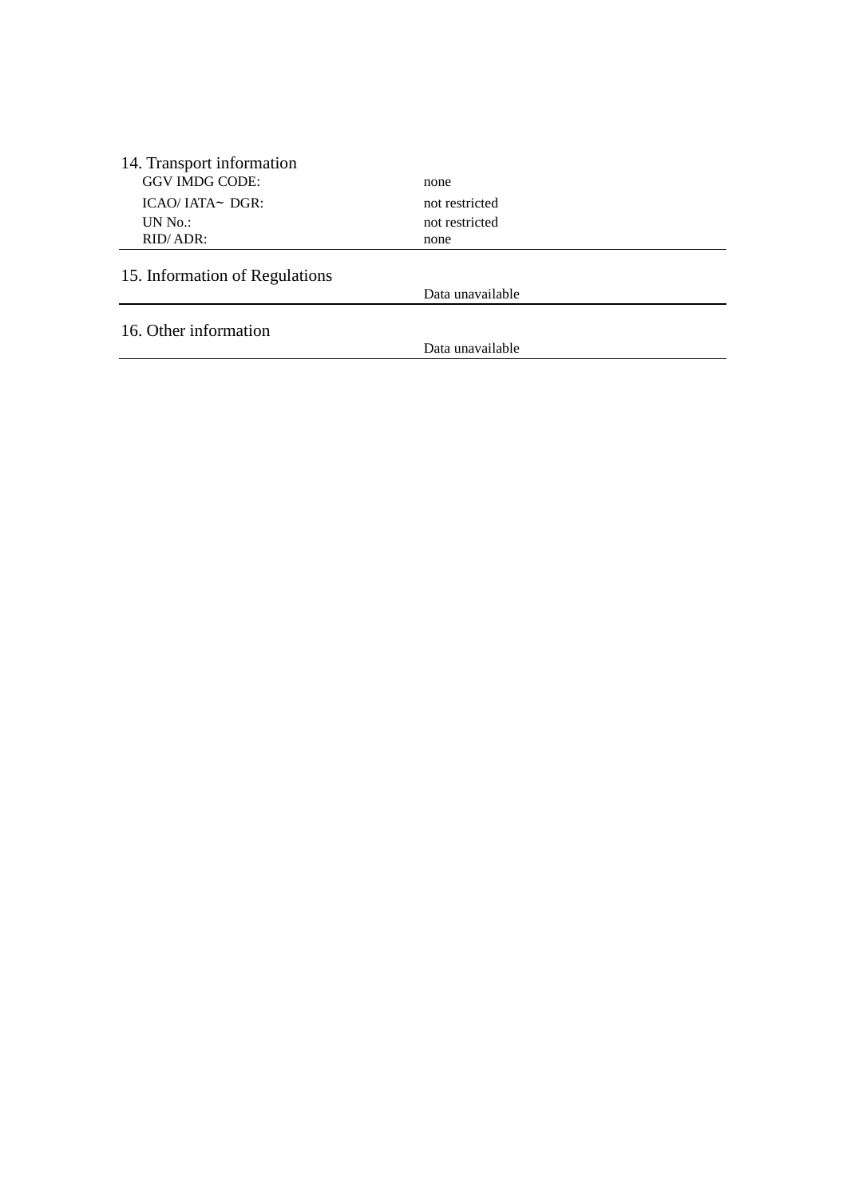## 14. Transport information

| | |
|---|---|
| GGV IMDG CODE: | none |
| ICAO/ IATA~ DGR: | not restricted |
| UN No.: | not restricted |
| RID/ ADR: | none |

## 15. Information of Regulations

Data unavailable

## 16. Other information

Data unavailable